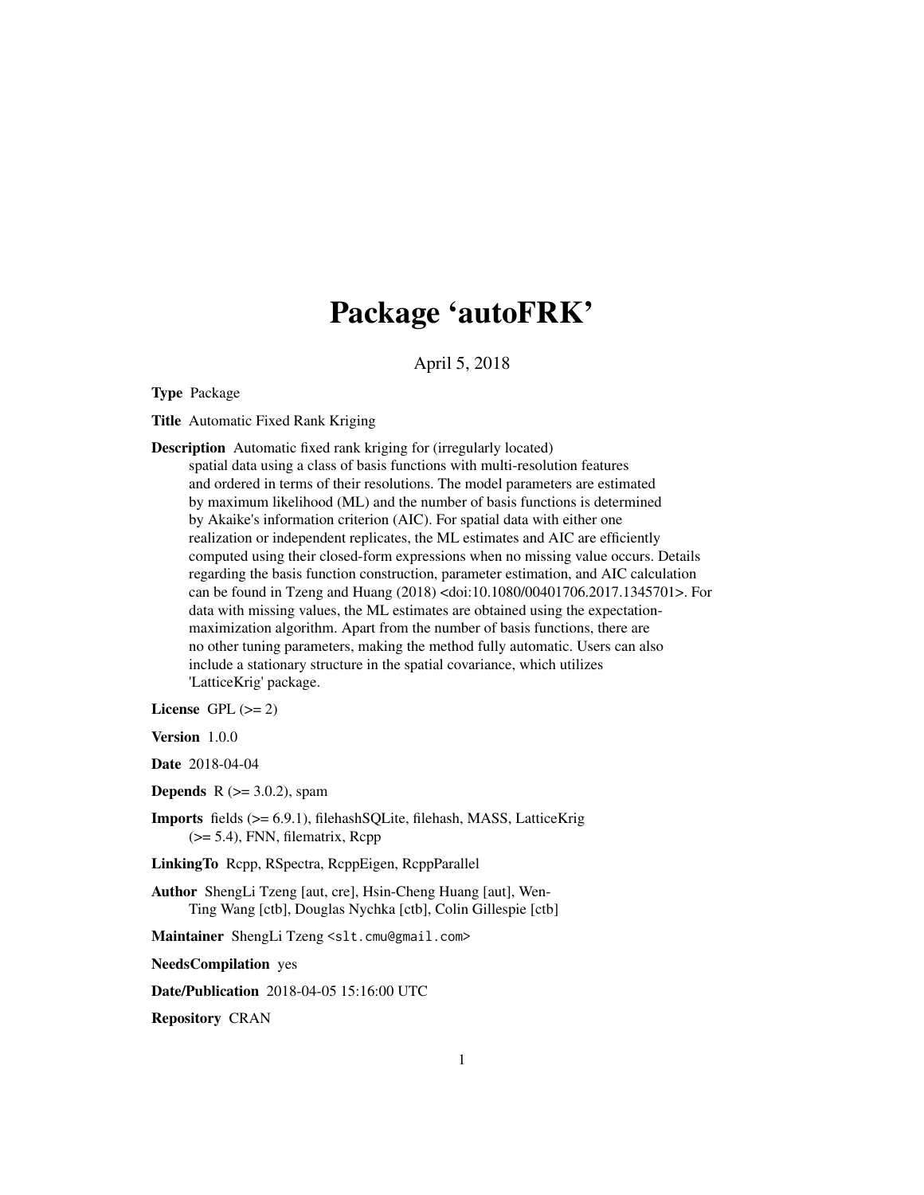# Package 'autoFRK'

April 5, 2018

**Type** Package

**Title** Automatic Fixed Rank Kriging

**Description** Automatic fixed rank kriging for (irregularly located) spatial data using a class of basis functions with multi-resolution features and ordered in terms of their resolutions. The model parameters are estimated by maximum likelihood (ML) and the number of basis functions is determined by Akaike's information criterion (AIC). For spatial data with either one realization or independent replicates, the ML estimates and AIC are efficiently computed using their closed-form expressions when no missing value occurs. Details regarding the basis function construction, parameter estimation, and AIC calculation can be found in Tzeng and Huang (2018) <doi:10.1080/00401706.2017.1345701>. For data with missing values, the ML estimates are obtained using the expectation-maximization algorithm. Apart from the number of basis functions, there are no other tuning parameters, making the method fully automatic. Users can also include a stationary structure in the spatial covariance, which utilizes 'LatticeKrig' package.

**License** GPL (>= 2)

**Version** 1.0.0

**Date** 2018-04-04

**Depends** R (>= 3.0.2), spam

**Imports** fields (>= 6.9.1), filehashSQLite, filehash, MASS, LatticeKrig (>= 5.4), FNN, filematrix, Rcpp

**LinkingTo** Rcpp, RSpectra, RcppEigen, RcppParallel

**Author** ShengLi Tzeng [aut, cre], Hsin-Cheng Huang [aut], Wen-Ting Wang [ctb], Douglas Nychka [ctb], Colin Gillespie [ctb]

**Maintainer** ShengLi Tzeng <slt.cmu@gmail.com>

**NeedsCompilation** yes

**Date/Publication** 2018-04-05 15:16:00 UTC

**Repository** CRAN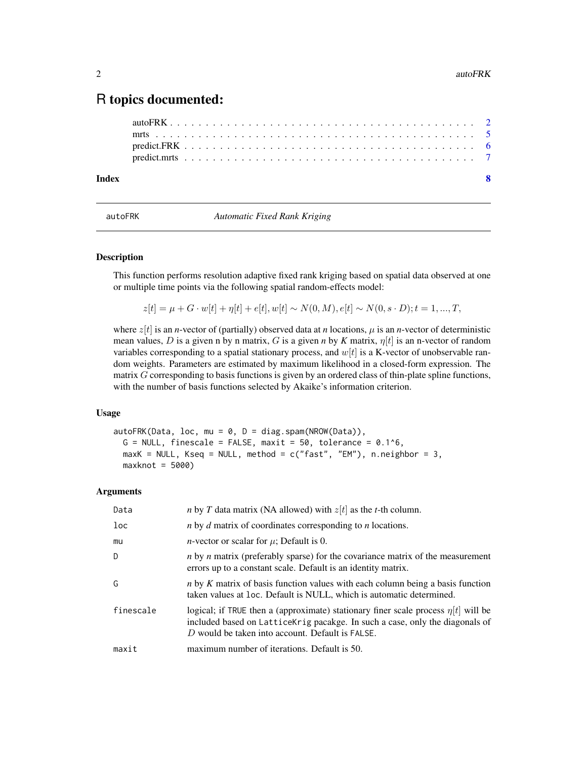# R topics documented:

| | |
|---|---|
| autoFRK | 2 |
| mrts | 5 |
| predict.FRK | 6 |
| predict.mrts | 7 |
| **Index** | **8** |

## autoFRK — *Automatic Fixed Rank Kriging*

### Description

This function performs resolution adaptive fixed rank kriging based on spatial data observed at one or multiple time points via the following spatial random-effects model:

$$z[t] = \mu + G \cdot w[t] + \eta[t] + e[t], w[t] \sim N(0, M), e[t] \sim N(0, s \cdot D); t = 1, ..., T,$$

where $z[t]$ is an *n*-vector of (partially) observed data at *n* locations, $\mu$ is an *n*-vector of deterministic mean values, $D$ is a given n by n matrix, $G$ is a given *n* by *K* matrix, $\eta[t]$ is an n-vector of random variables corresponding to a spatial stationary process, and $w[t]$ is a K-vector of unobservable random weights. Parameters are estimated by maximum likelihood in a closed-form expression. The matrix $G$ corresponding to basis functions is given by an ordered class of thin-plate spline functions, with the number of basis functions selected by Akaike's information criterion.

### Usage

```
autoFRK(Data, loc, mu = 0, D = diag.spam(NROW(Data)),
  G = NULL, finescale = FALSE, maxit = 50, tolerance = 0.1^6,
  maxK = NULL, Kseq = NULL, method = c("fast", "EM"), n.neighbor = 3,
  maxknot = 5000)
```

### Arguments

| | |
|---|---|
| `Data` | *n* by *T* data matrix (NA allowed) with $z[t]$ as the *t*-th column. |
| `loc` | *n* by *d* matrix of coordinates corresponding to *n* locations. |
| `mu` | *n*-vector or scalar for $\mu$; Default is 0. |
| `D` | *n* by *n* matrix (preferably sparse) for the covariance matrix of the measurement errors up to a constant scale. Default is an identity matrix. |
| `G` | *n* by *K* matrix of basis function values with each column being a basis function taken values at `loc`. Default is NULL, which is automatic determined. |
| `finescale` | logical; if `TRUE` then a (approximate) stationary finer scale process $\eta[t]$ will be included based on `LatticeKrig` pacakge. In such a case, only the diagonals of $D$ would be taken into account. Default is `FALSE`. |
| `maxit` | maximum number of iterations. Default is 50. |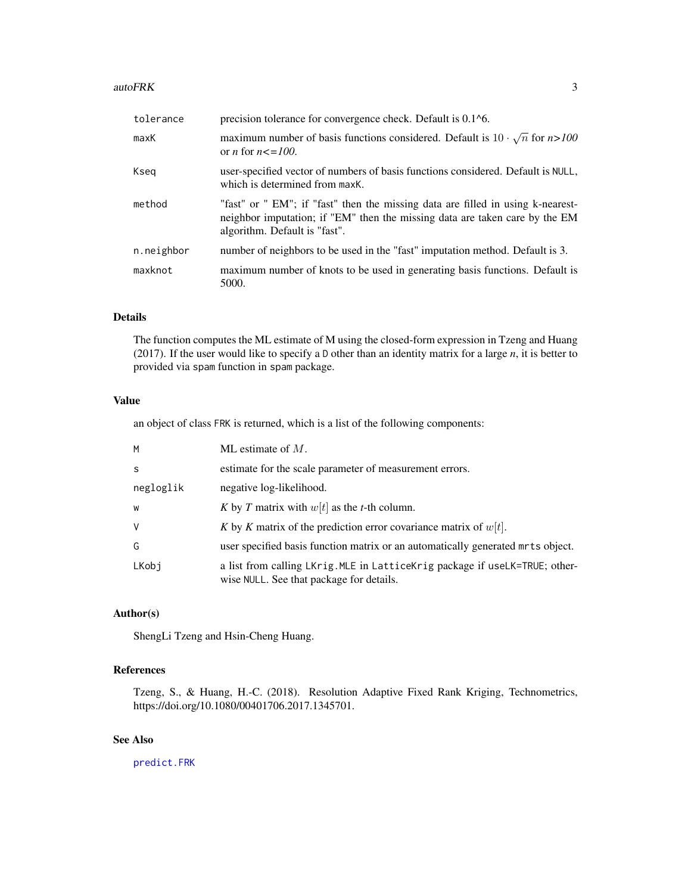| | |
|---|---|
| `tolerance` | precision tolerance for convergence check. Default is 0.1^6. |
| `maxK` | maximum number of basis functions considered. Default is $10 \cdot \sqrt{n}$ for *n>100* or *n* for *n<=100*. |
| `Kseq` | user-specified vector of numbers of basis functions considered. Default is `NULL`, which is determined from `maxK`. |
| `method` | "fast" or " EM"; if "fast" then the missing data are filled in using k-nearest-neighbor imputation; if "EM" then the missing data are taken care by the EM algorithm. Default is "fast". |
| `n.neighbor` | number of neighbors to be used in the "fast" imputation method. Default is 3. |
| `maxknot` | maximum number of knots to be used in generating basis functions. Default is 5000. |

## Details

The function computes the ML estimate of M using the closed-form expression in Tzeng and Huang (2017). If the user would like to specify a `D` other than an identity matrix for a large *n*, it is better to provided via `spam` function in `spam` package.

## Value

an object of class `FRK` is returned, which is a list of the following components:

| | |
|---|---|
| `M` | ML estimate of $M$. |
| `s` | estimate for the scale parameter of measurement errors. |
| `negloglik` | negative log-likelihood. |
| `w` | *K* by *T* matrix with $w[t]$ as the *t*-th column. |
| `V` | *K* by *K* matrix of the prediction error covariance matrix of $w[t]$. |
| `G` | user specified basis function matrix or an automatically generated `mrts` object. |
| `LKobj` | a list from calling `LKrig.MLE` in `LatticeKrig` package if `useLK=TRUE`; otherwise `NULL`. See that package for details. |

## Author(s)

ShengLi Tzeng and Hsin-Cheng Huang.

## References

Tzeng, S., & Huang, H.-C. (2018). Resolution Adaptive Fixed Rank Kriging, Technometrics, https://doi.org/10.1080/00401706.2017.1345701.

## See Also

`predict.FRK`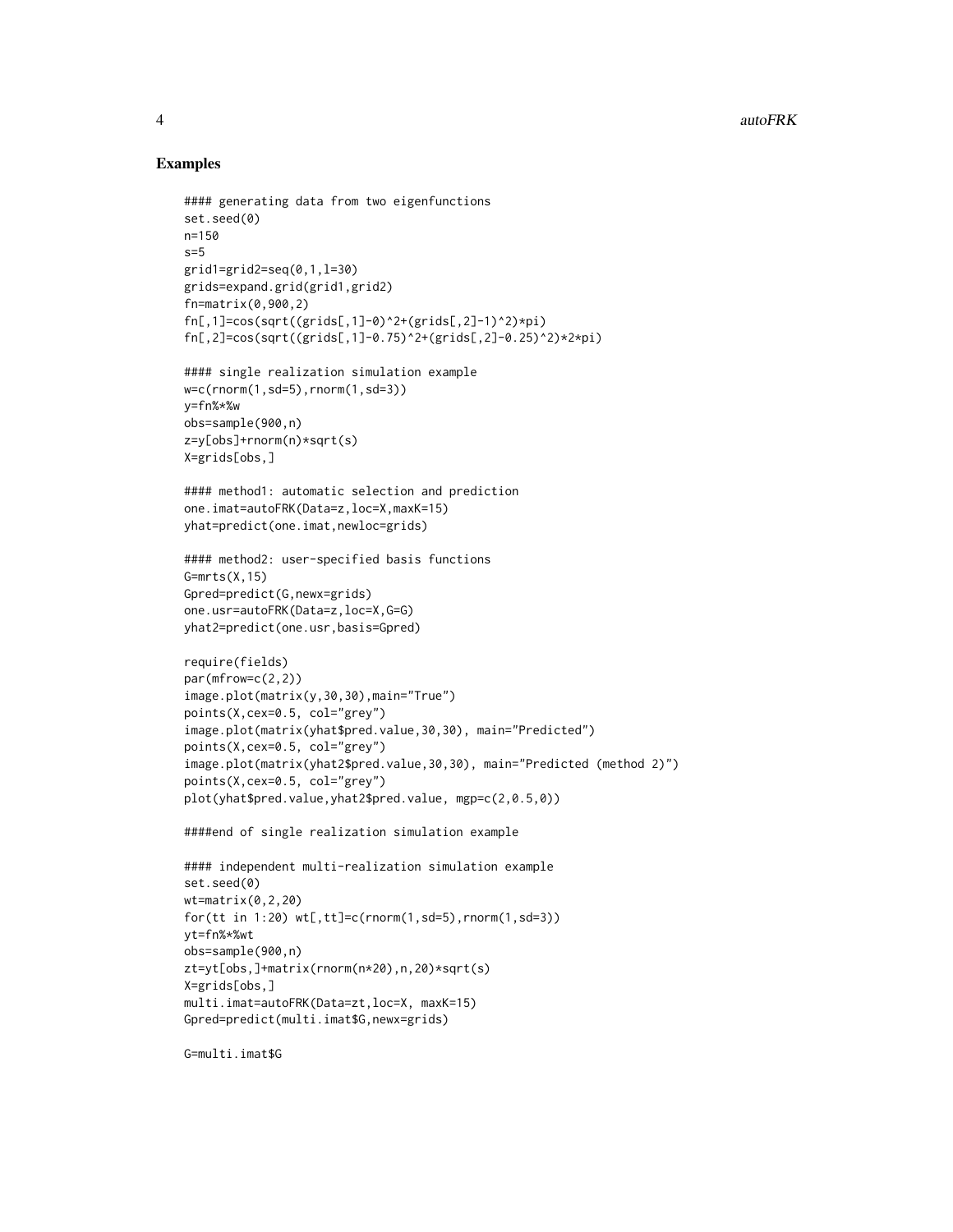## Examples

```
#### generating data from two eigenfunctions
set.seed(0)
n=150
s=5
grid1=grid2=seq(0,1,l=30)
grids=expand.grid(grid1,grid2)
fn=matrix(0,900,2)
fn[,1]=cos(sqrt((grids[,1]-0)^2+(grids[,2]-1)^2)*pi)
fn[,2]=cos(sqrt((grids[,1]-0.75)^2+(grids[,2]-0.25)^2)*2*pi)

#### single realization simulation example
w=c(rnorm(1,sd=5),rnorm(1,sd=3))
y=fn%*%w
obs=sample(900,n)
z=y[obs]+rnorm(n)*sqrt(s)
X=grids[obs,]

#### method1: automatic selection and prediction
one.imat=autoFRK(Data=z,loc=X,maxK=15)
yhat=predict(one.imat,newloc=grids)

#### method2: user-specified basis functions
G=mrts(X,15)
Gpred=predict(G,newx=grids)
one.usr=autoFRK(Data=z,loc=X,G=G)
yhat2=predict(one.usr,basis=Gpred)

require(fields)
par(mfrow=c(2,2))
image.plot(matrix(y,30,30),main="True")
points(X,cex=0.5, col="grey")
image.plot(matrix(yhat$pred.value,30,30), main="Predicted")
points(X,cex=0.5, col="grey")
image.plot(matrix(yhat2$pred.value,30,30), main="Predicted (method 2)")
points(X,cex=0.5, col="grey")
plot(yhat$pred.value,yhat2$pred.value, mgp=c(2,0.5,0))

####end of single realization simulation example

#### independent multi-realization simulation example
set.seed(0)
wt=matrix(0,2,20)
for(tt in 1:20) wt[,tt]=c(rnorm(1,sd=5),rnorm(1,sd=3))
yt=fn%*%wt
obs=sample(900,n)
zt=yt[obs,]+matrix(rnorm(n*20),n,20)*sqrt(s)
X=grids[obs,]
multi.imat=autoFRK(Data=zt,loc=X, maxK=15)
Gpred=predict(multi.imat$G,newx=grids)

G=multi.imat$G
```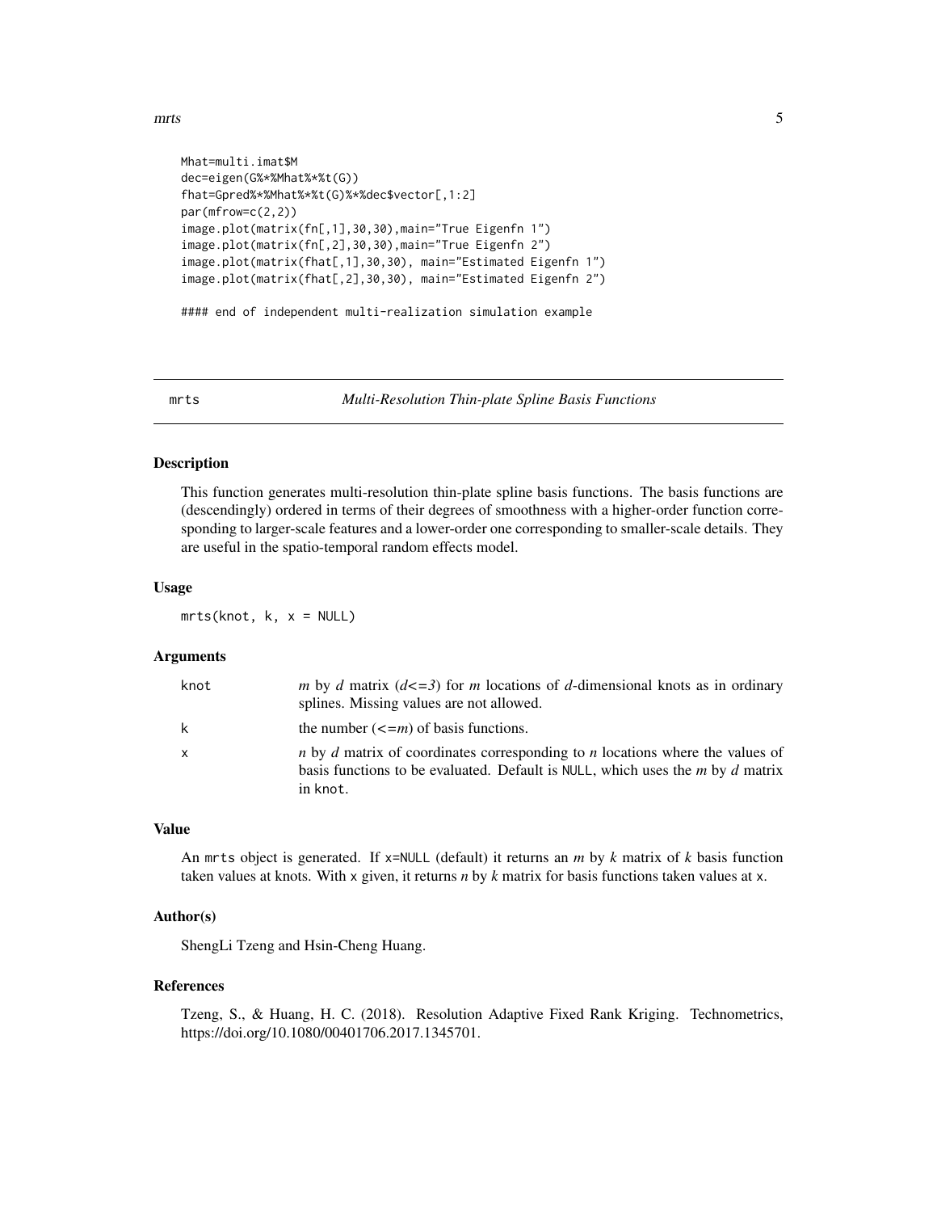```
Mhat=multi.imat$M
dec=eigen(G%*%Mhat%*%t(G))
fhat=Gpred%*%Mhat%*%t(G)%*%dec$vector[,1:2]
par(mfrow=c(2,2))
image.plot(matrix(fn[,1],30,30),main="True Eigenfn 1")
image.plot(matrix(fn[,2],30,30),main="True Eigenfn 2")
image.plot(matrix(fhat[,1],30,30), main="Estimated Eigenfn 1")
image.plot(matrix(fhat[,2],30,30), main="Estimated Eigenfn 2")

#### end of independent multi-realization simulation example
```

---

## mrts — *Multi-Resolution Thin-plate Spline Basis Functions*

---

### Description

This function generates multi-resolution thin-plate spline basis functions. The basis functions are (descendingly) ordered in terms of their degrees of smoothness with a higher-order function corresponding to larger-scale features and a lower-order one corresponding to smaller-scale details. They are useful in the spatio-temporal random effects model.

### Usage

```
mrts(knot, k, x = NULL)
```

### Arguments

| | |
|---|---|
| `knot` | $m$ by $d$ matrix ($d<=3$) for $m$ locations of $d$-dimensional knots as in ordinary splines. Missing values are not allowed. |
| `k` | the number ($<=m$) of basis functions. |
| `x` | $n$ by $d$ matrix of coordinates corresponding to $n$ locations where the values of basis functions to be evaluated. Default is `NULL`, which uses the $m$ by $d$ matrix in `knot`. |

### Value

An `mrts` object is generated. If `x=NULL` (default) it returns an $m$ by $k$ matrix of $k$ basis function taken values at knots. With `x` given, it returns $n$ by $k$ matrix for basis functions taken values at `x`.

### Author(s)

ShengLi Tzeng and Hsin-Cheng Huang.

### References

Tzeng, S., & Huang, H. C. (2018). Resolution Adaptive Fixed Rank Kriging. Technometrics, https://doi.org/10.1080/00401706.2017.1345701.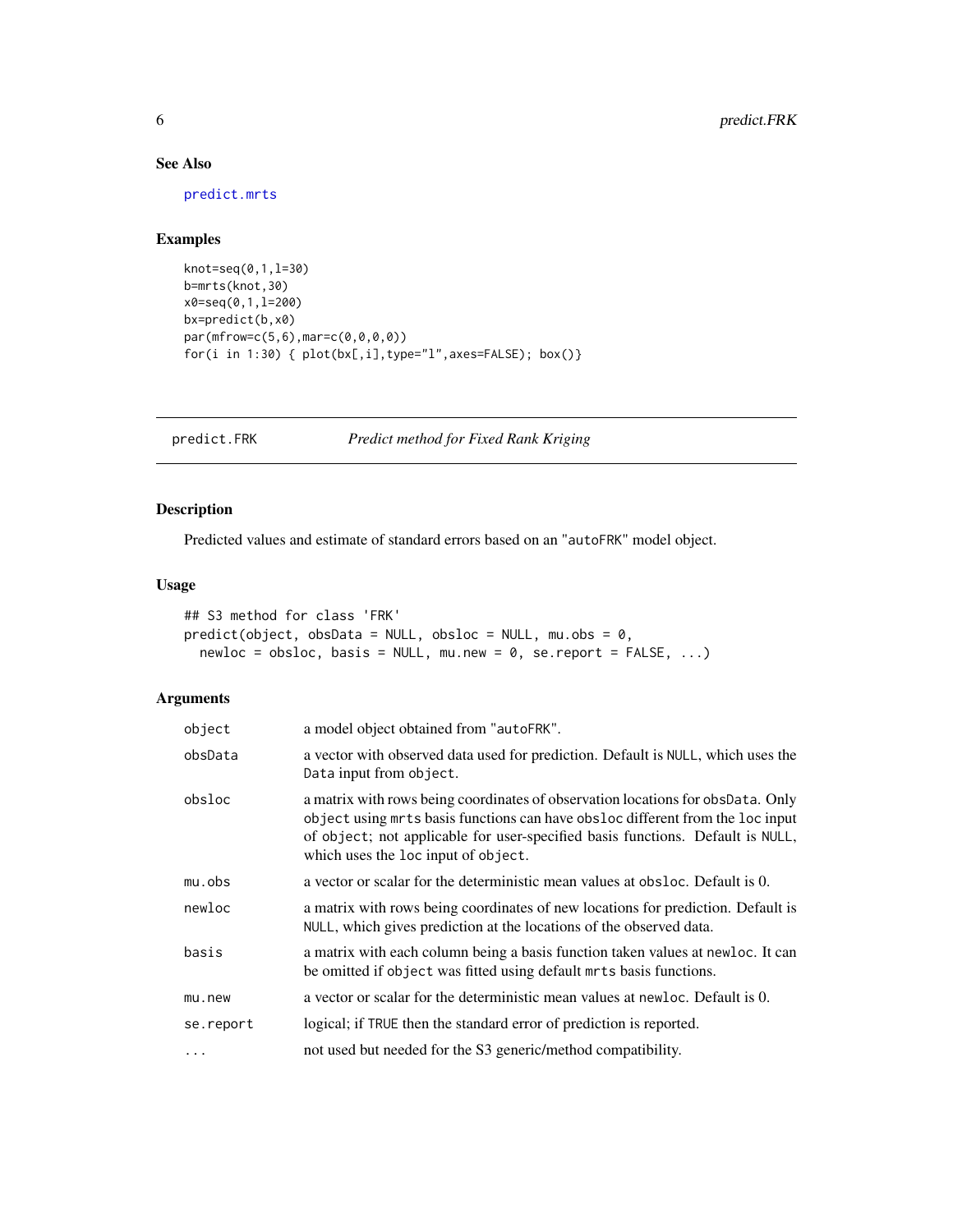### See Also

predict.mrts

### Examples

```
knot=seq(0,1,l=30)
b=mrts(knot,30)
x0=seq(0,1,l=200)
bx=predict(b,x0)
par(mfrow=c(5,6),mar=c(0,0,0,0))
for(i in 1:30) { plot(bx[,i],type="l",axes=FALSE); box()}
```

---

## predict.FRK — *Predict method for Fixed Rank Kriging*

---

### Description

Predicted values and estimate of standard errors based on an "autoFRK" model object.

### Usage

```
## S3 method for class 'FRK'
predict(object, obsData = NULL, obsloc = NULL, mu.obs = 0,
  newloc = obsloc, basis = NULL, mu.new = 0, se.report = FALSE, ...)
```

### Arguments

| | |
|---|---|
| object | a model object obtained from "autoFRK". |
| obsData | a vector with observed data used for prediction. Default is NULL, which uses the Data input from object. |
| obsloc | a matrix with rows being coordinates of observation locations for obsData. Only object using mrts basis functions can have obsloc different from the loc input of object; not applicable for user-specified basis functions. Default is NULL, which uses the loc input of object. |
| mu.obs | a vector or scalar for the deterministic mean values at obsloc. Default is 0. |
| newloc | a matrix with rows being coordinates of new locations for prediction. Default is NULL, which gives prediction at the locations of the observed data. |
| basis | a matrix with each column being a basis function taken values at newloc. It can be omitted if object was fitted using default mrts basis functions. |
| mu.new | a vector or scalar for the deterministic mean values at newloc. Default is 0. |
| se.report | logical; if TRUE then the standard error of prediction is reported. |
| ... | not used but needed for the S3 generic/method compatibility. |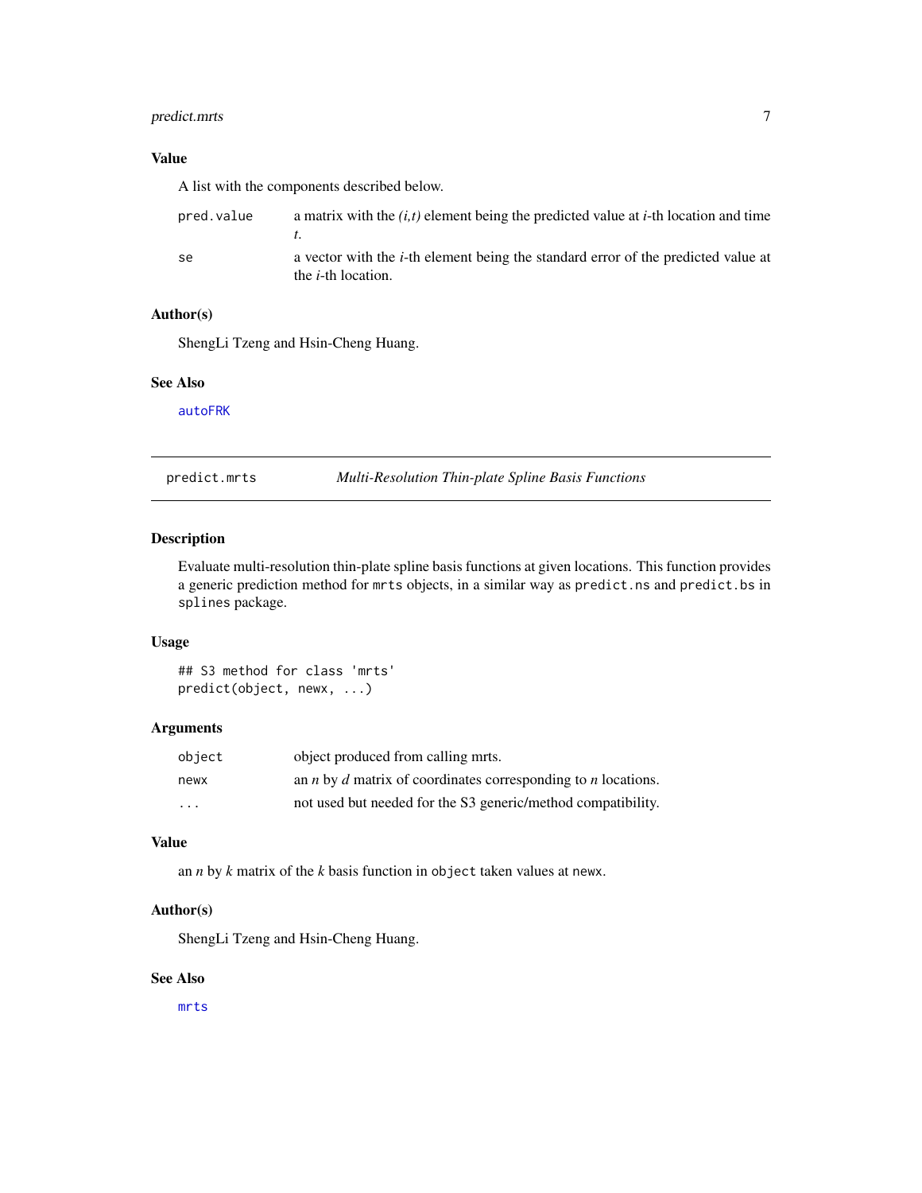### Value

A list with the components described below.

| | |
|---|---|
| `pred.value` | a matrix with the *(i,t)* element being the predicted value at *i*-th location and time *t*. |
| `se` | a vector with the *i*-th element being the standard error of the predicted value at the *i*-th location. |

### Author(s)

ShengLi Tzeng and Hsin-Cheng Huang.

### See Also

`autoFRK`

---

## predict.mrts — *Multi-Resolution Thin-plate Spline Basis Functions*

---

### Description

Evaluate multi-resolution thin-plate spline basis functions at given locations. This function provides a generic prediction method for `mrts` objects, in a similar way as `predict.ns` and `predict.bs` in `splines` package.

### Usage

```
## S3 method for class 'mrts'
predict(object, newx, ...)
```

### Arguments

| | |
|---|---|
| `object` | object produced from calling mrts. |
| `newx` | an $n$ by $d$ matrix of coordinates corresponding to $n$ locations. |
| `...` | not used but needed for the S3 generic/method compatibility. |

### Value

an $n$ by $k$ matrix of the $k$ basis function in `object` taken values at `newx`.

### Author(s)

ShengLi Tzeng and Hsin-Cheng Huang.

### See Also

`mrts`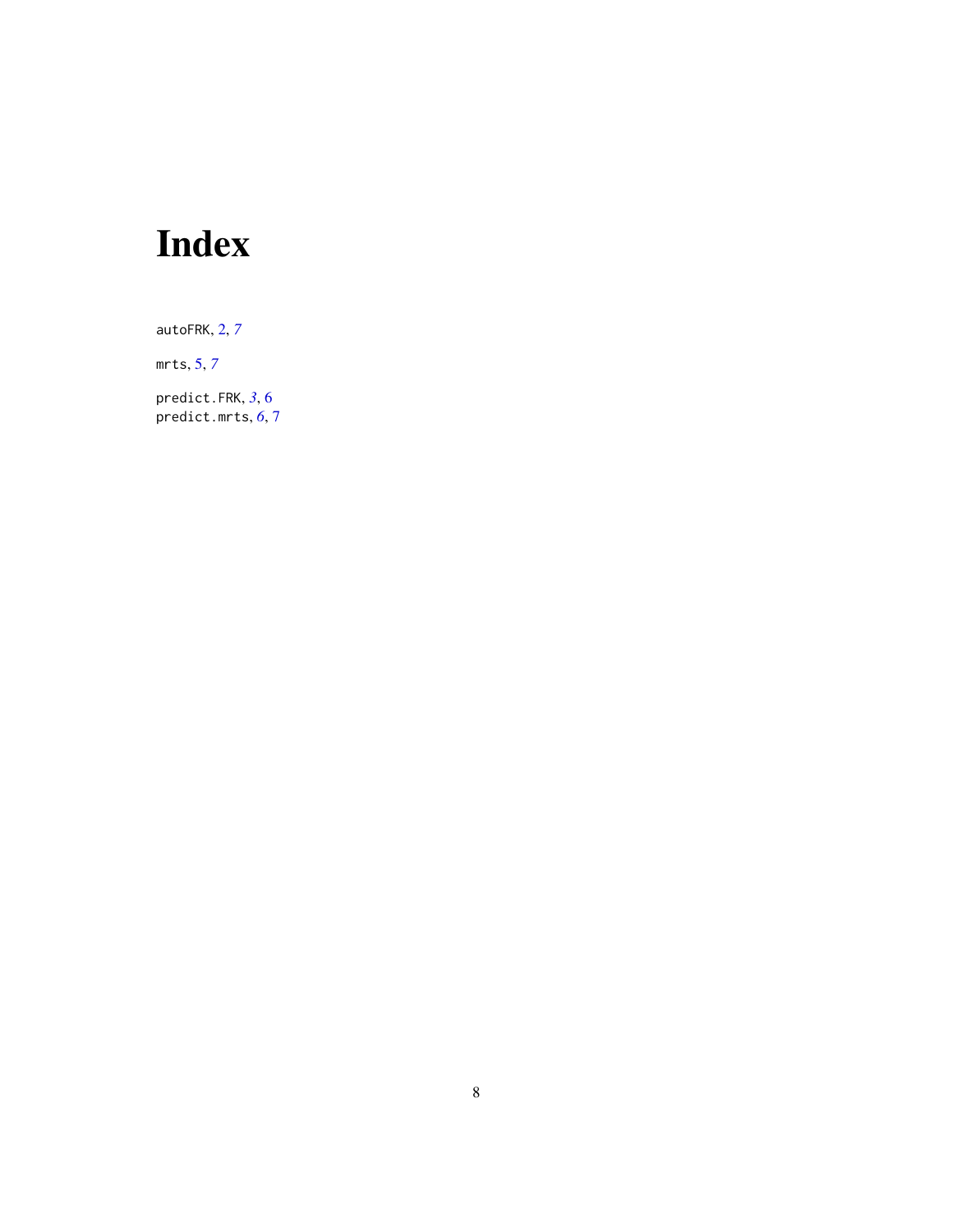# Index

autoFRK, 2, *7*

mrts, 5, *7*

predict.FRK, *3*, 6
predict.mrts, *6*, 7